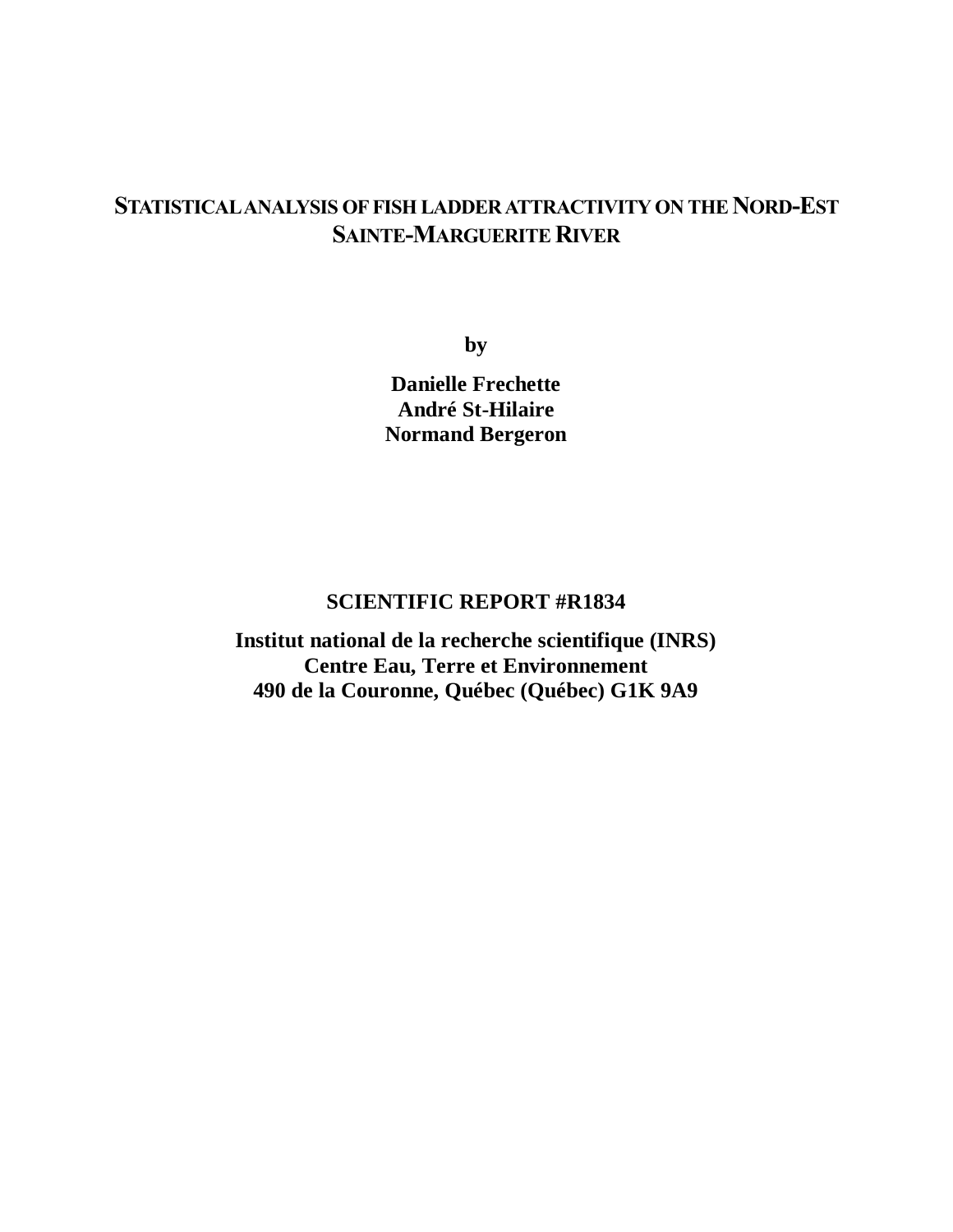# STATISTICAL ANALYSIS OF FISH LADDER ATTRACTIVITY ON THE NORD-EST SAINTE-MARGUERITE RIVER

**by**

**Danielle Frechette**
**André St-Hilaire**
**Normand Bergeron**

**SCIENTIFIC REPORT #R1834**

**Institut national de la recherche scientifique (INRS)**
**Centre Eau, Terre et Environnement**
**490 de la Couronne, Québec (Québec) G1K 9A9**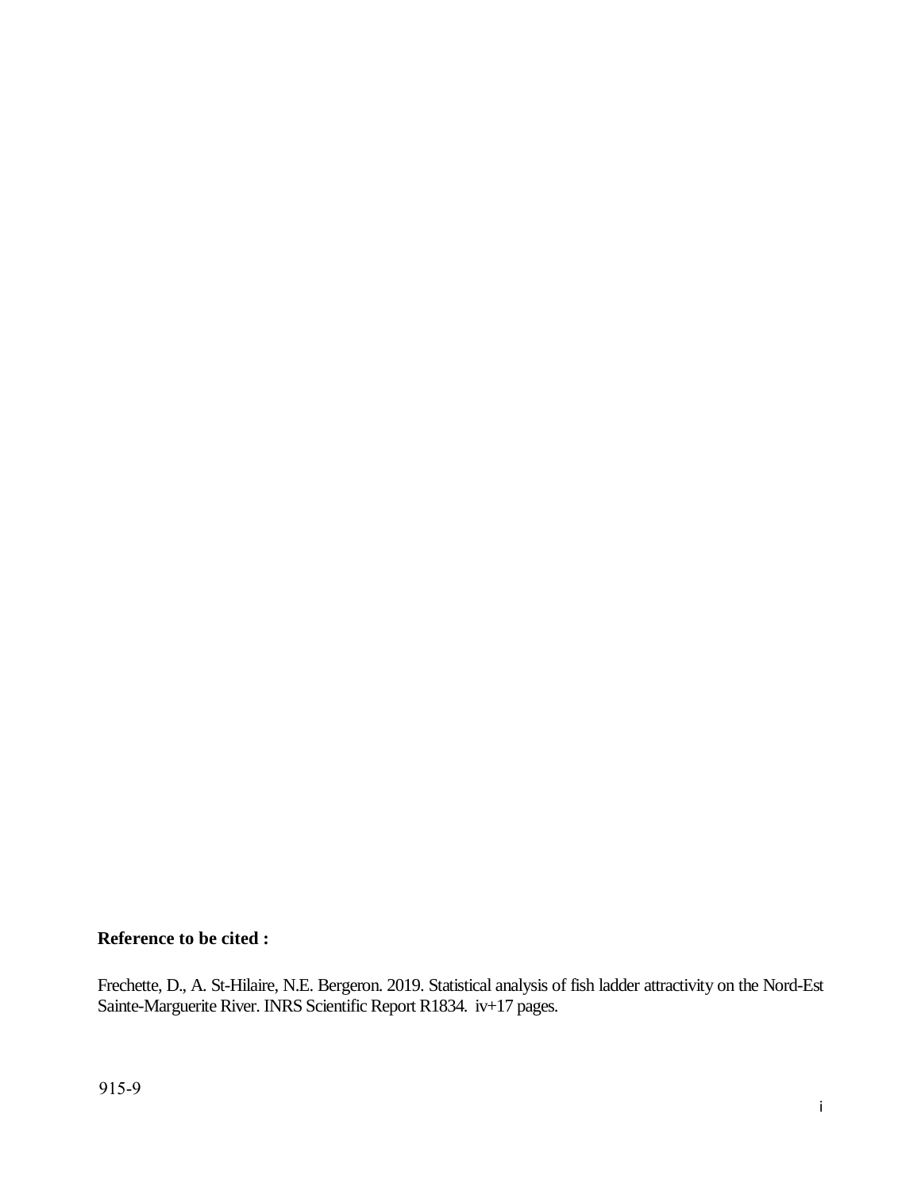**Reference to be cited :**

Frechette, D., A. St-Hilaire, N.E. Bergeron. 2019. Statistical analysis of fish ladder attractivity on the Nord-Est Sainte-Marguerite River. INRS Scientific Report R1834. iv+17 pages.

915-9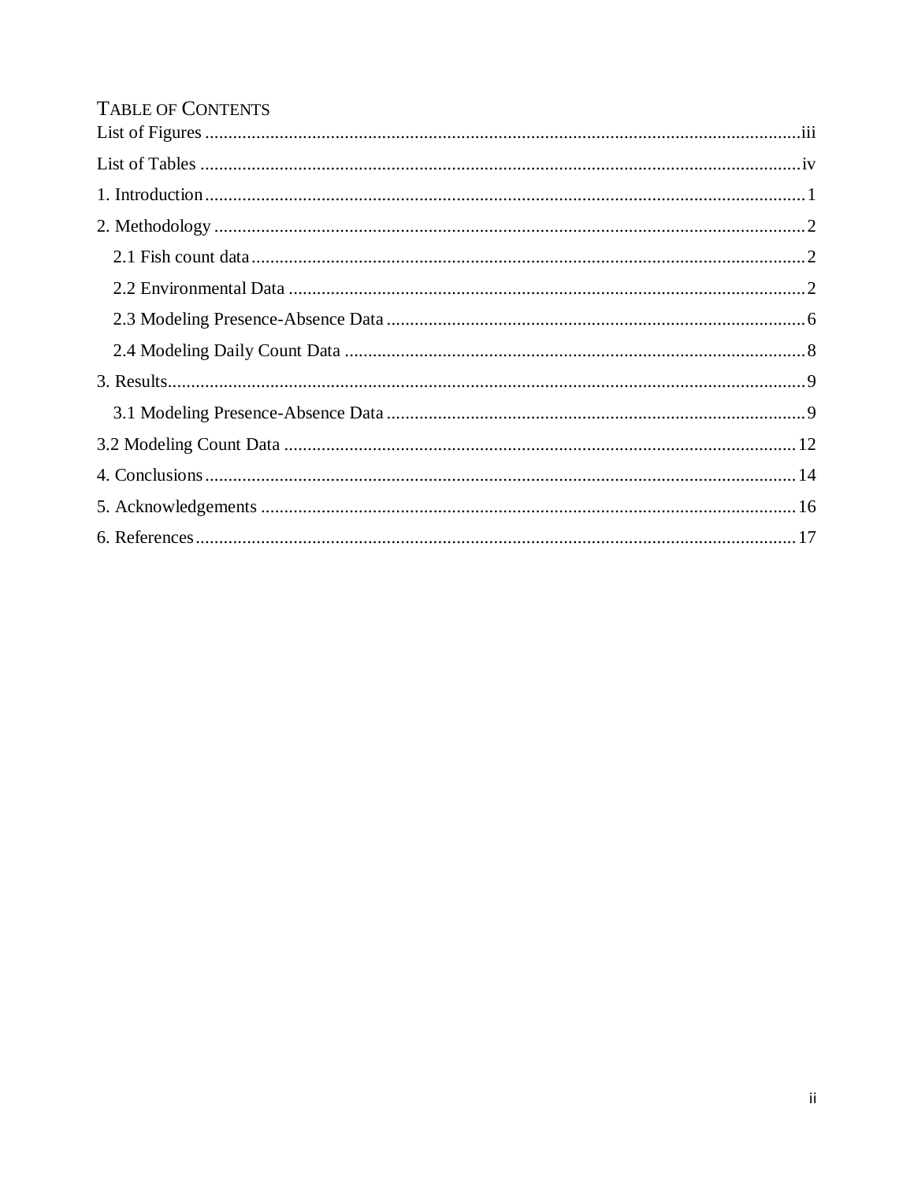# Table of Contents

List of Figures ........................................................................................................................iii

List of Tables ..........................................................................................................................iv

1. Introduction ..........................................................................................................................1

2. Methodology ........................................................................................................................2

  2.1 Fish count data ................................................................................................................2

  2.2 Environmental Data ........................................................................................................2

  2.3 Modeling Presence-Absence Data ..................................................................................6

  2.4 Modeling Daily Count Data ............................................................................................8

3. Results ..................................................................................................................................9

  3.1 Modeling Presence-Absence Data ..................................................................................9

3.2 Modeling Count Data .......................................................................................................12

4. Conclusions ........................................................................................................................14

5. Acknowledgements ............................................................................................................16

6. References ...........................................................................................................................17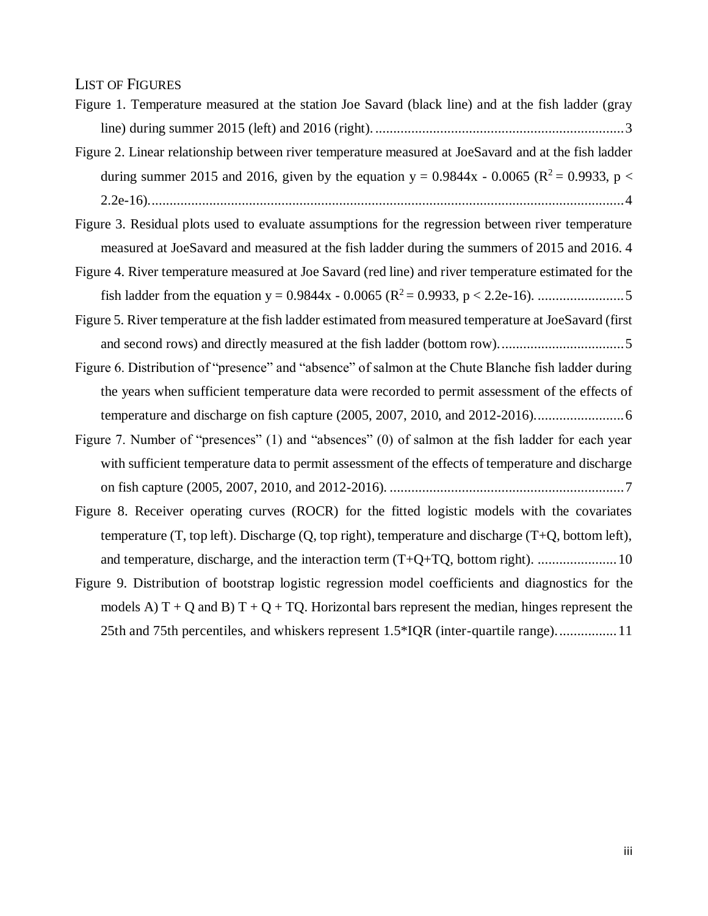## List of Figures

Figure 1. Temperature measured at the station Joe Savard (black line) and at the fish ladder (gray line) during summer 2015 (left) and 2016 (right). 3

Figure 2. Linear relationship between river temperature measured at JoeSavard and at the fish ladder during summer 2015 and 2016, given by the equation $y = 0.9844x - 0.0065$ ($R^2 = 0.9933$, $p < 2.2e\text{-}16$). 4

Figure 3. Residual plots used to evaluate assumptions for the regression between river temperature measured at JoeSavard and measured at the fish ladder during the summers of 2015 and 2016. 4

Figure 4. River temperature measured at Joe Savard (red line) and river temperature estimated for the fish ladder from the equation $y = 0.9844x - 0.0065$ ($R^2 = 0.9933$, $p < 2.2e\text{-}16$). 5

Figure 5. River temperature at the fish ladder estimated from measured temperature at JoeSavard (first and second rows) and directly measured at the fish ladder (bottom row). 5

Figure 6. Distribution of "presence" and "absence" of salmon at the Chute Blanche fish ladder during the years when sufficient temperature data were recorded to permit assessment of the effects of temperature and discharge on fish capture (2005, 2007, 2010, and 2012-2016). 6

Figure 7. Number of "presences" (1) and "absences" (0) of salmon at the fish ladder for each year with sufficient temperature data to permit assessment of the effects of temperature and discharge on fish capture (2005, 2007, 2010, and 2012-2016). 7

Figure 8. Receiver operating curves (ROCR) for the fitted logistic models with the covariates temperature (T, top left). Discharge (Q, top right), temperature and discharge (T+Q, bottom left), and temperature, discharge, and the interaction term (T+Q+TQ, bottom right). 10

Figure 9. Distribution of bootstrap logistic regression model coefficients and diagnostics for the models A) T + Q and B) T + Q + TQ. Horizontal bars represent the median, hinges represent the 25th and 75th percentiles, and whiskers represent 1.5*IQR (inter-quartile range). 11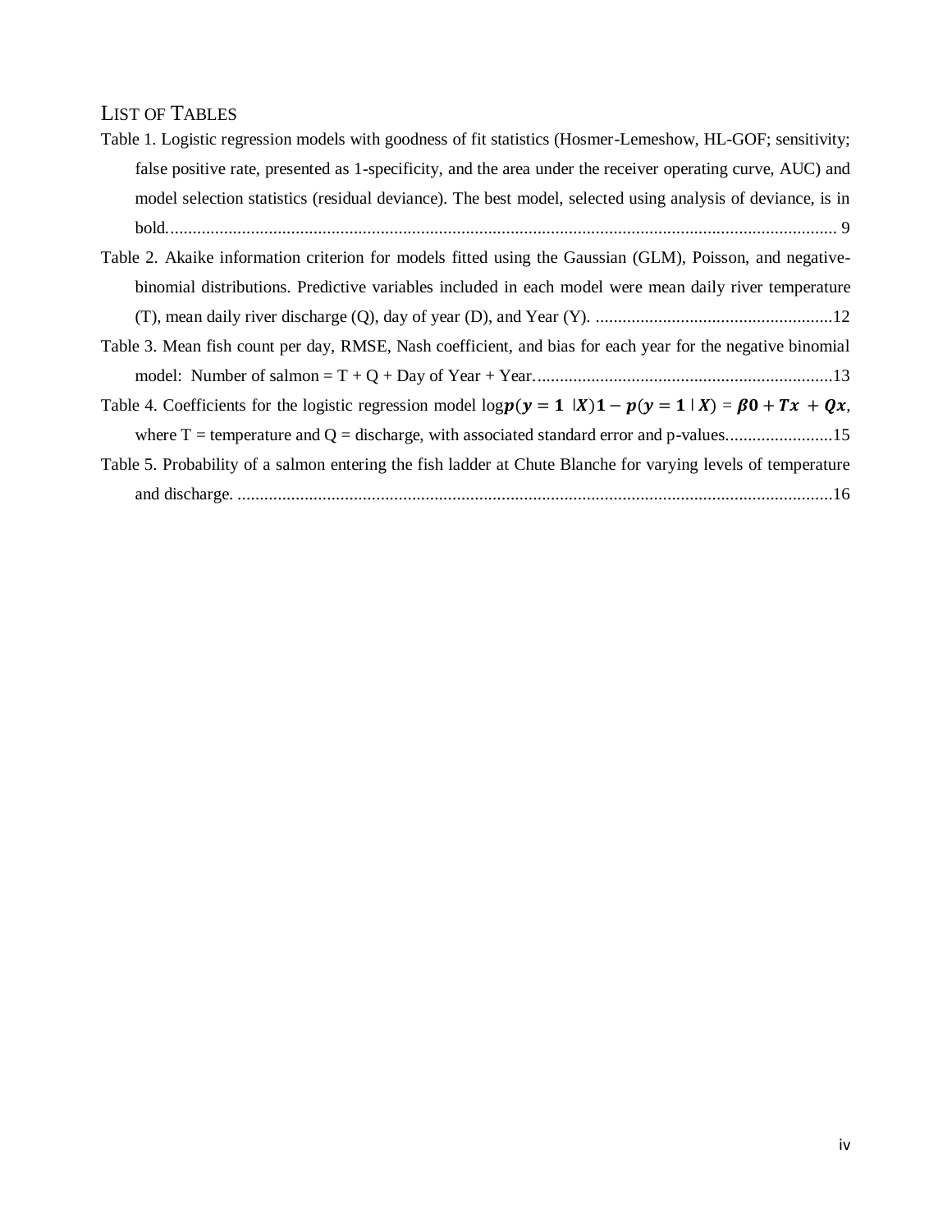## List of Tables

Table 1. Logistic regression models with goodness of fit statistics (Hosmer-Lemeshow, HL-GOF; sensitivity; false positive rate, presented as 1-specificity, and the area under the receiver operating curve, AUC) and model selection statistics (residual deviance). The best model, selected using analysis of deviance, is in bold. ........ 9

Table 2. Akaike information criterion for models fitted using the Gaussian (GLM), Poisson, and negative-binomial distributions. Predictive variables included in each model were mean daily river temperature (T), mean daily river discharge (Q), day of year (D), and Year (Y). ........ 12

Table 3. Mean fish count per day, RMSE, Nash coefficient, and bias for each year for the negative binomial model: Number of salmon = T + Q + Day of Year + Year. ........ 13

Table 4. Coefficients for the logistic regression model $\log \frac{p(y = 1 \mid X)}{1 - p(y = 1 \mid X)} = \beta_0 + Tx + Qx$, where T = temperature and Q = discharge, with associated standard error and p-values. ........ 15

Table 5. Probability of a salmon entering the fish ladder at Chute Blanche for varying levels of temperature and discharge. ........ 16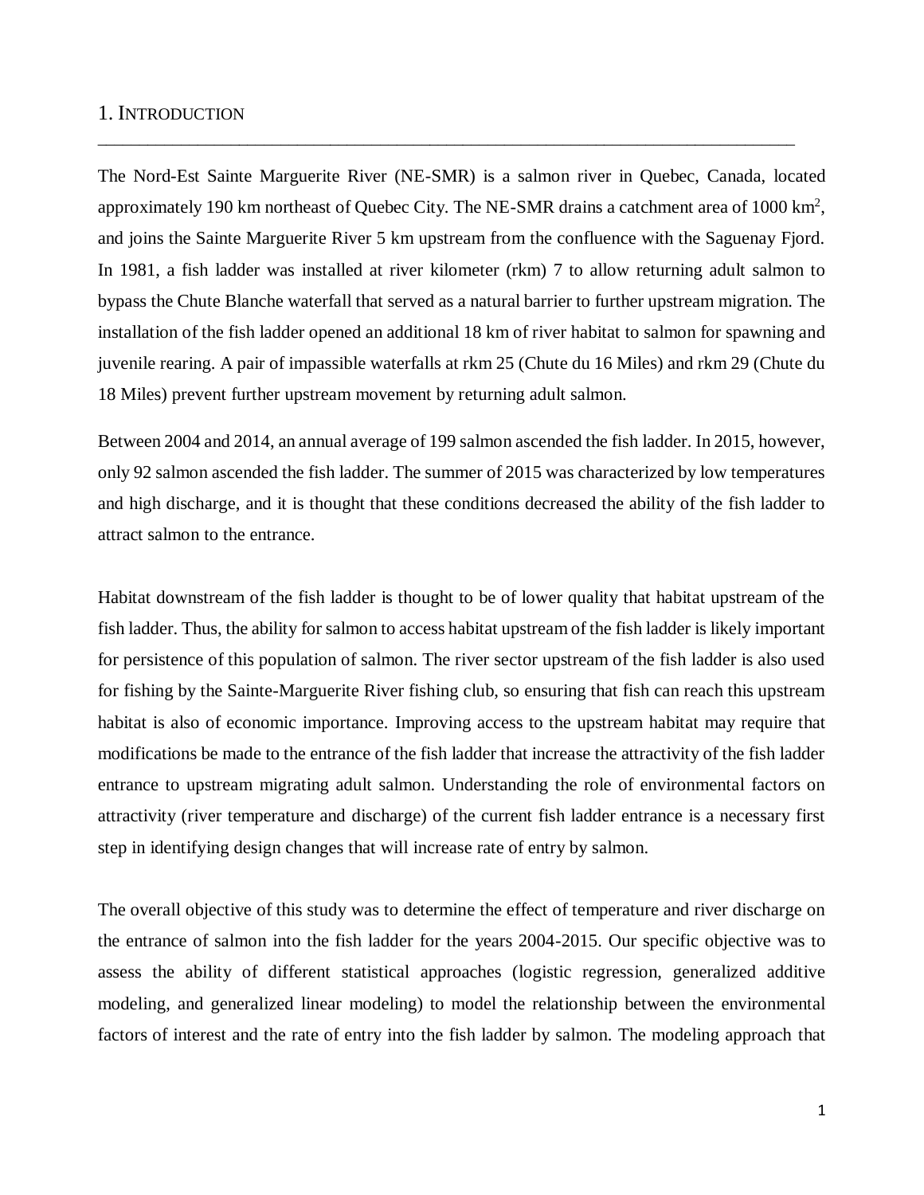# 1. Introduction

The Nord-Est Sainte Marguerite River (NE-SMR) is a salmon river in Quebec, Canada, located approximately 190 km northeast of Quebec City. The NE-SMR drains a catchment area of 1000 km$^2$, and joins the Sainte Marguerite River 5 km upstream from the confluence with the Saguenay Fjord. In 1981, a fish ladder was installed at river kilometer (rkm) 7 to allow returning adult salmon to bypass the Chute Blanche waterfall that served as a natural barrier to further upstream migration. The installation of the fish ladder opened an additional 18 km of river habitat to salmon for spawning and juvenile rearing. A pair of impassible waterfalls at rkm 25 (Chute du 16 Miles) and rkm 29 (Chute du 18 Miles) prevent further upstream movement by returning adult salmon.

Between 2004 and 2014, an annual average of 199 salmon ascended the fish ladder. In 2015, however, only 92 salmon ascended the fish ladder. The summer of 2015 was characterized by low temperatures and high discharge, and it is thought that these conditions decreased the ability of the fish ladder to attract salmon to the entrance.

Habitat downstream of the fish ladder is thought to be of lower quality that habitat upstream of the fish ladder. Thus, the ability for salmon to access habitat upstream of the fish ladder is likely important for persistence of this population of salmon. The river sector upstream of the fish ladder is also used for fishing by the Sainte-Marguerite River fishing club, so ensuring that fish can reach this upstream habitat is also of economic importance. Improving access to the upstream habitat may require that modifications be made to the entrance of the fish ladder that increase the attractivity of the fish ladder entrance to upstream migrating adult salmon. Understanding the role of environmental factors on attractivity (river temperature and discharge) of the current fish ladder entrance is a necessary first step in identifying design changes that will increase rate of entry by salmon.

The overall objective of this study was to determine the effect of temperature and river discharge on the entrance of salmon into the fish ladder for the years 2004-2015. Our specific objective was to assess the ability of different statistical approaches (logistic regression, generalized additive modeling, and generalized linear modeling) to model the relationship between the environmental factors of interest and the rate of entry into the fish ladder by salmon. The modeling approach that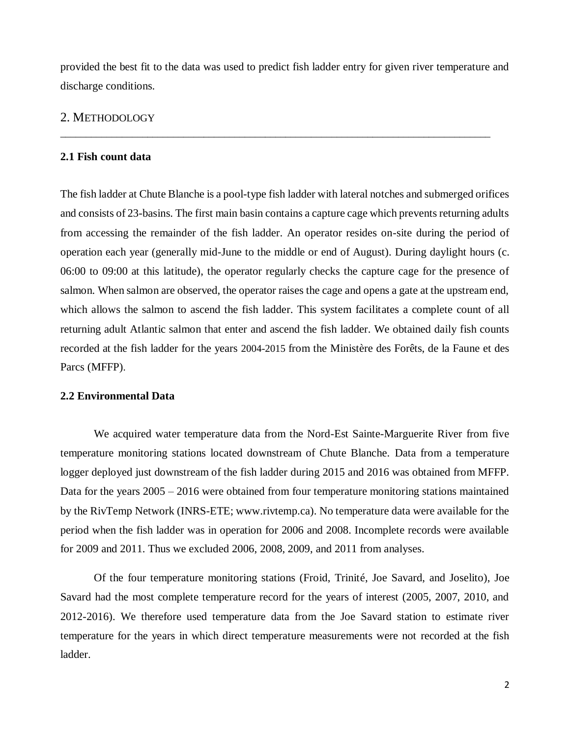provided the best fit to the data was used to predict fish ladder entry for given river temperature and discharge conditions.

## 2. METHODOLOGY

### 2.1 Fish count data

The fish ladder at Chute Blanche is a pool-type fish ladder with lateral notches and submerged orifices and consists of 23-basins. The first main basin contains a capture cage which prevents returning adults from accessing the remainder of the fish ladder. An operator resides on-site during the period of operation each year (generally mid-June to the middle or end of August). During daylight hours (c. 06:00 to 09:00 at this latitude), the operator regularly checks the capture cage for the presence of salmon. When salmon are observed, the operator raises the cage and opens a gate at the upstream end, which allows the salmon to ascend the fish ladder. This system facilitates a complete count of all returning adult Atlantic salmon that enter and ascend the fish ladder. We obtained daily fish counts recorded at the fish ladder for the years 2004-2015 from the Ministère des Forêts, de la Faune et des Parcs (MFFP).

### 2.2 Environmental Data

We acquired water temperature data from the Nord-Est Sainte-Marguerite River from five temperature monitoring stations located downstream of Chute Blanche. Data from a temperature logger deployed just downstream of the fish ladder during 2015 and 2016 was obtained from MFFP. Data for the years 2005 – 2016 were obtained from four temperature monitoring stations maintained by the RivTemp Network (INRS-ETE; www.rivtemp.ca). No temperature data were available for the period when the fish ladder was in operation for 2006 and 2008. Incomplete records were available for 2009 and 2011. Thus we excluded 2006, 2008, 2009, and 2011 from analyses.

Of the four temperature monitoring stations (Froid, Trinité, Joe Savard, and Joselito), Joe Savard had the most complete temperature record for the years of interest (2005, 2007, 2010, and 2012-2016). We therefore used temperature data from the Joe Savard station to estimate river temperature for the years in which direct temperature measurements were not recorded at the fish ladder.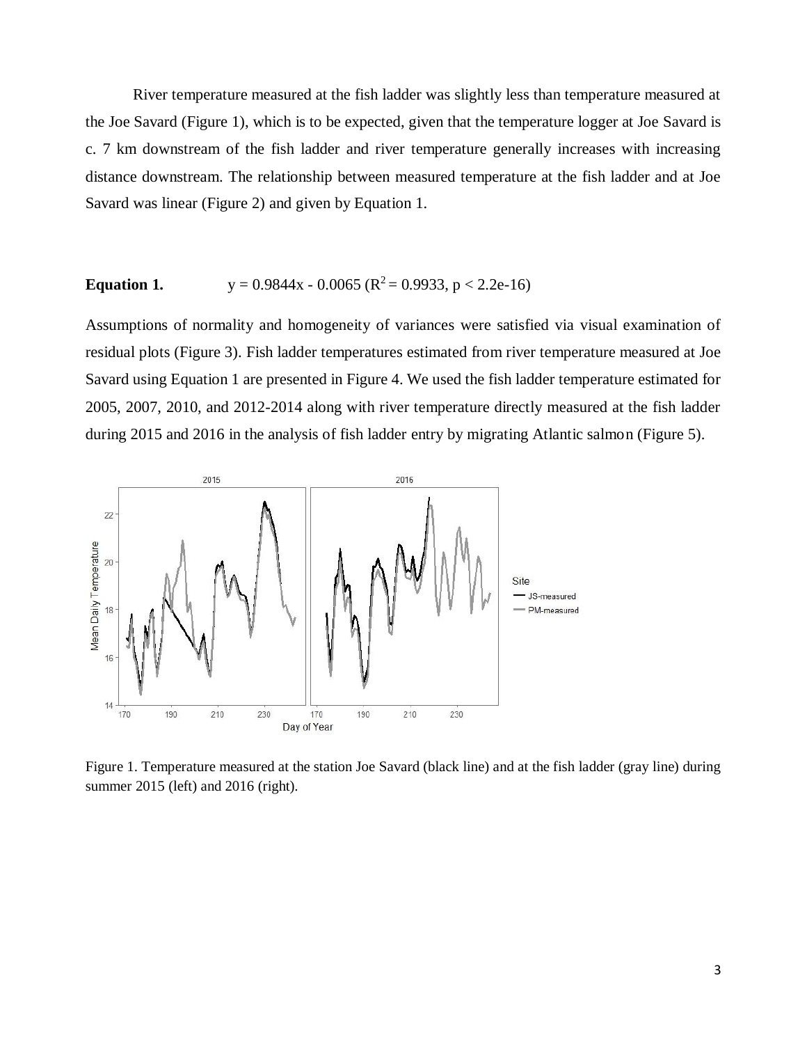River temperature measured at the fish ladder was slightly less than temperature measured at the Joe Savard (Figure 1), which is to be expected, given that the temperature logger at Joe Savard is c. 7 km downstream of the fish ladder and river temperature generally increases with increasing distance downstream. The relationship between measured temperature at the fish ladder and at Joe Savard was linear (Figure 2) and given by Equation 1.

**Equation 1.** $y = 0.9844x - 0.0065$ ($R^2 = 0.9933$, $p < 2.2e\text{-}16$)

Assumptions of normality and homogeneity of variances were satisfied via visual examination of residual plots (Figure 3). Fish ladder temperatures estimated from river temperature measured at Joe Savard using Equation 1 are presented in Figure 4. We used the fish ladder temperature estimated for 2005, 2007, 2010, and 2012-2014 along with river temperature directly measured at the fish ladder during 2015 and 2016 in the analysis of fish ladder entry by migrating Atlantic salmon (Figure 5).

Figure 1. Temperature measured at the station Joe Savard (black line) and at the fish ladder (gray line) during summer 2015 (left) and 2016 (right).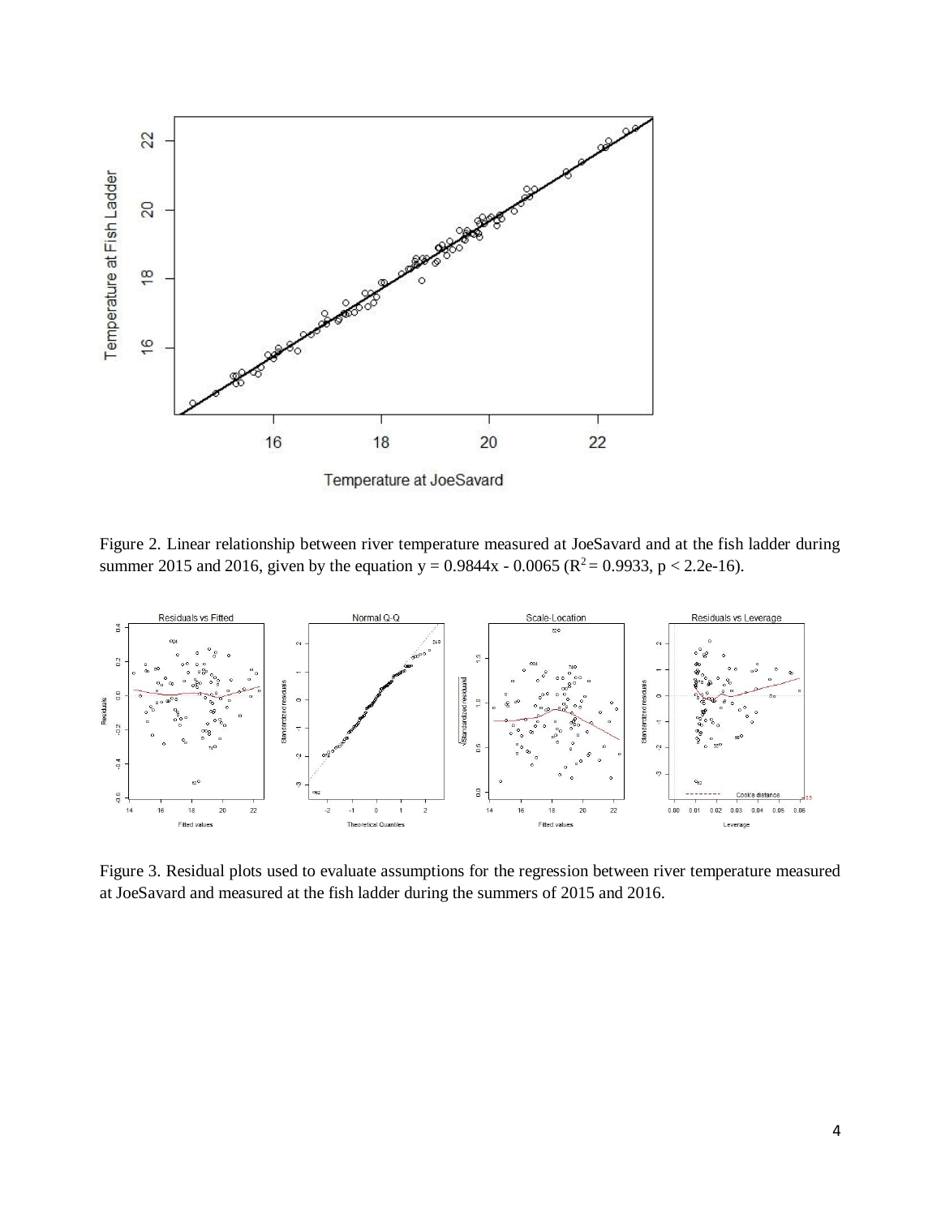Figure 2. Linear relationship between river temperature measured at JoeSavard and at the fish ladder during summer 2015 and 2016, given by the equation $y = 0.9844x - 0.0065$ ($R^2 = 0.9933$, $p < 2.2e\text{-}16$).

Figure 3. Residual plots used to evaluate assumptions for the regression between river temperature measured at JoeSavard and measured at the fish ladder during the summers of 2015 and 2016.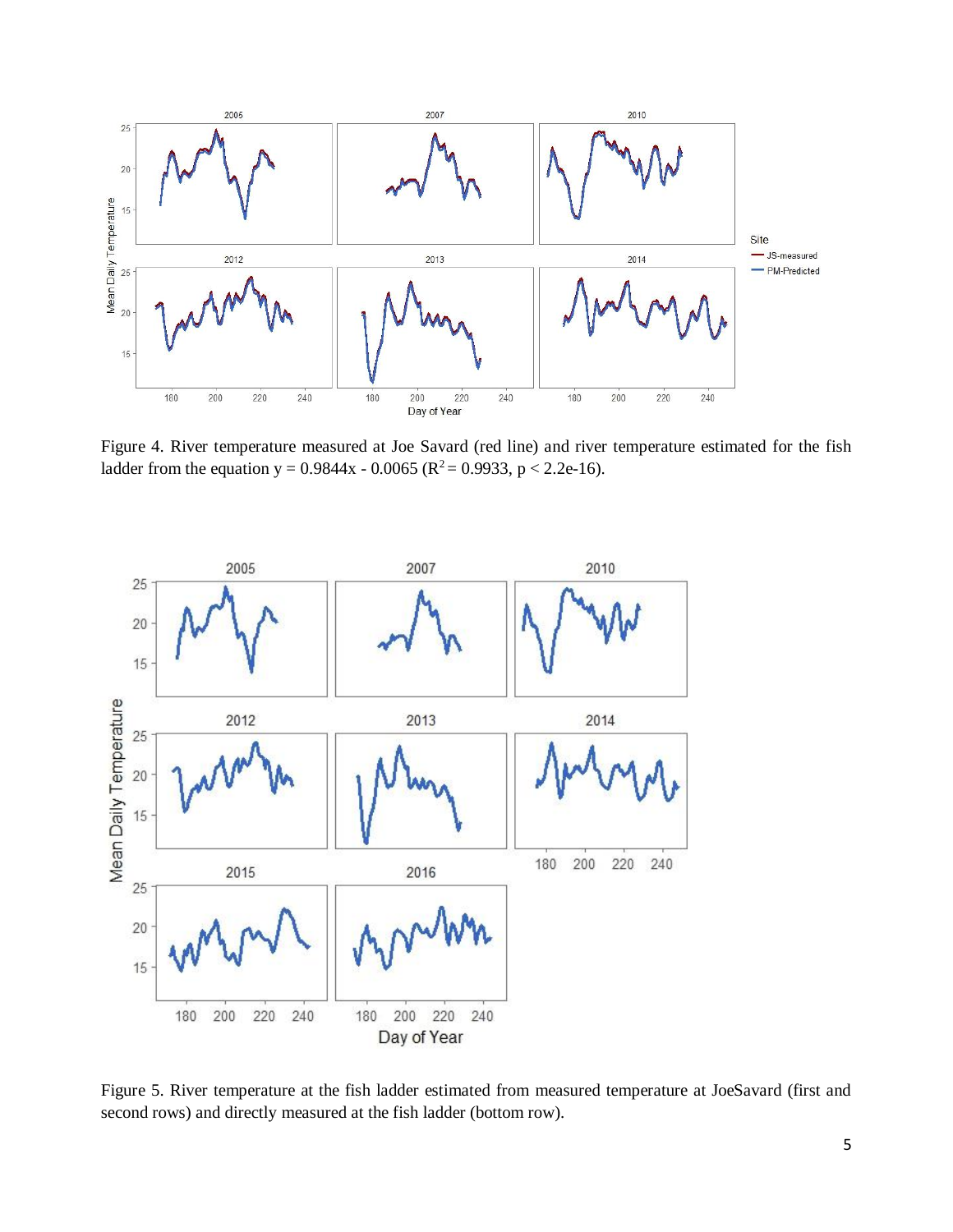Figure 4. River temperature measured at Joe Savard (red line) and river temperature estimated for the fish ladder from the equation $y = 0.9844x - 0.0065$ ($R^2 = 0.9933$, $p < 2.2e\text{-}16$).

Figure 5. River temperature at the fish ladder estimated from measured temperature at JoeSavard (first and second rows) and directly measured at the fish ladder (bottom row).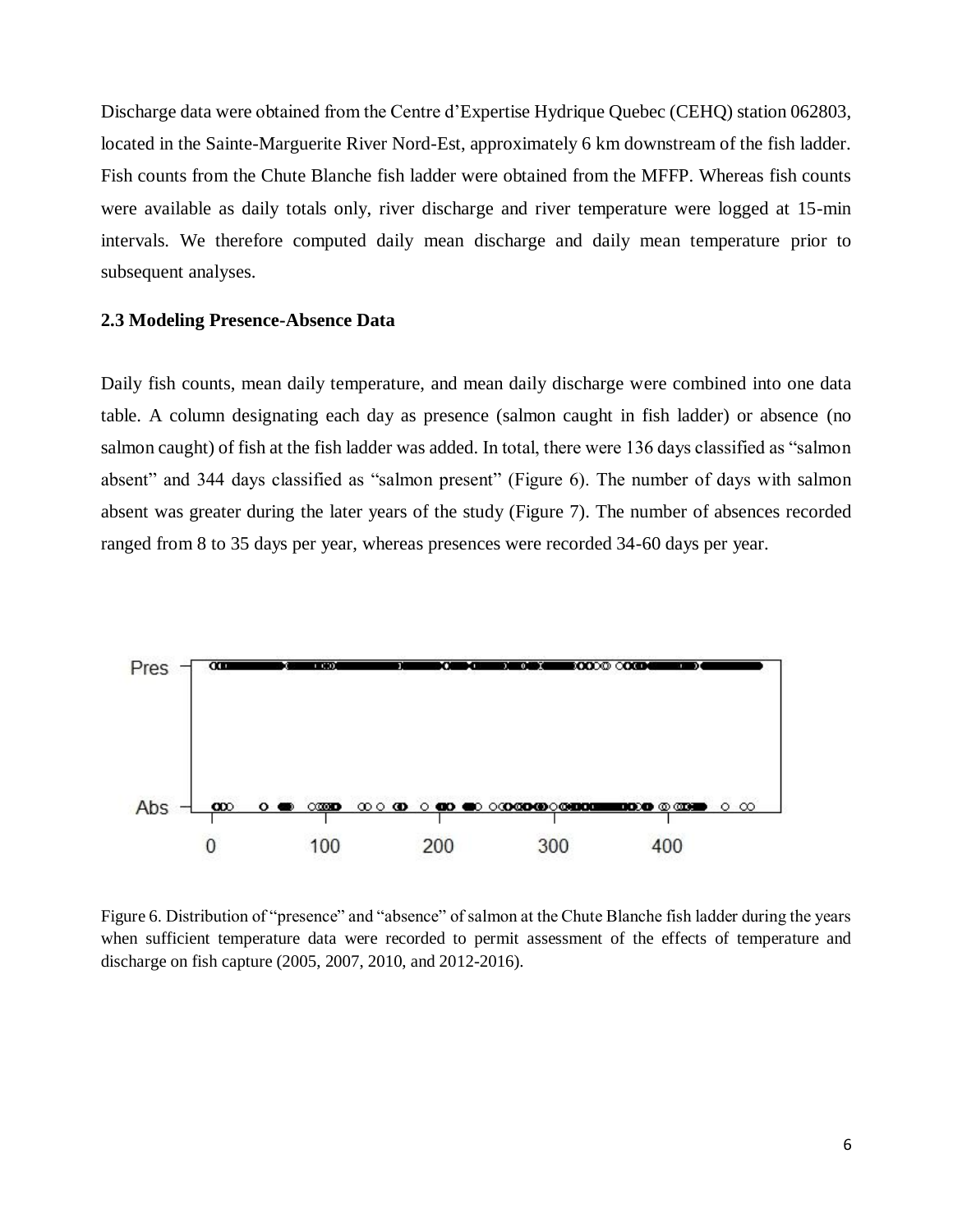Discharge data were obtained from the Centre d'Expertise Hydrique Quebec (CEHQ) station 062803, located in the Sainte-Marguerite River Nord-Est, approximately 6 km downstream of the fish ladder. Fish counts from the Chute Blanche fish ladder were obtained from the MFFP. Whereas fish counts were available as daily totals only, river discharge and river temperature were logged at 15-min intervals. We therefore computed daily mean discharge and daily mean temperature prior to subsequent analyses.

### 2.3 Modeling Presence-Absence Data

Daily fish counts, mean daily temperature, and mean daily discharge were combined into one data table. A column designating each day as presence (salmon caught in fish ladder) or absence (no salmon caught) of fish at the fish ladder was added. In total, there were 136 days classified as "salmon absent" and 344 days classified as "salmon present" (Figure 6). The number of days with salmon absent was greater during the later years of the study (Figure 7). The number of absences recorded ranged from 8 to 35 days per year, whereas presences were recorded 34-60 days per year.

Figure 6. Distribution of "presence" and "absence" of salmon at the Chute Blanche fish ladder during the years when sufficient temperature data were recorded to permit assessment of the effects of temperature and discharge on fish capture (2005, 2007, 2010, and 2012-2016).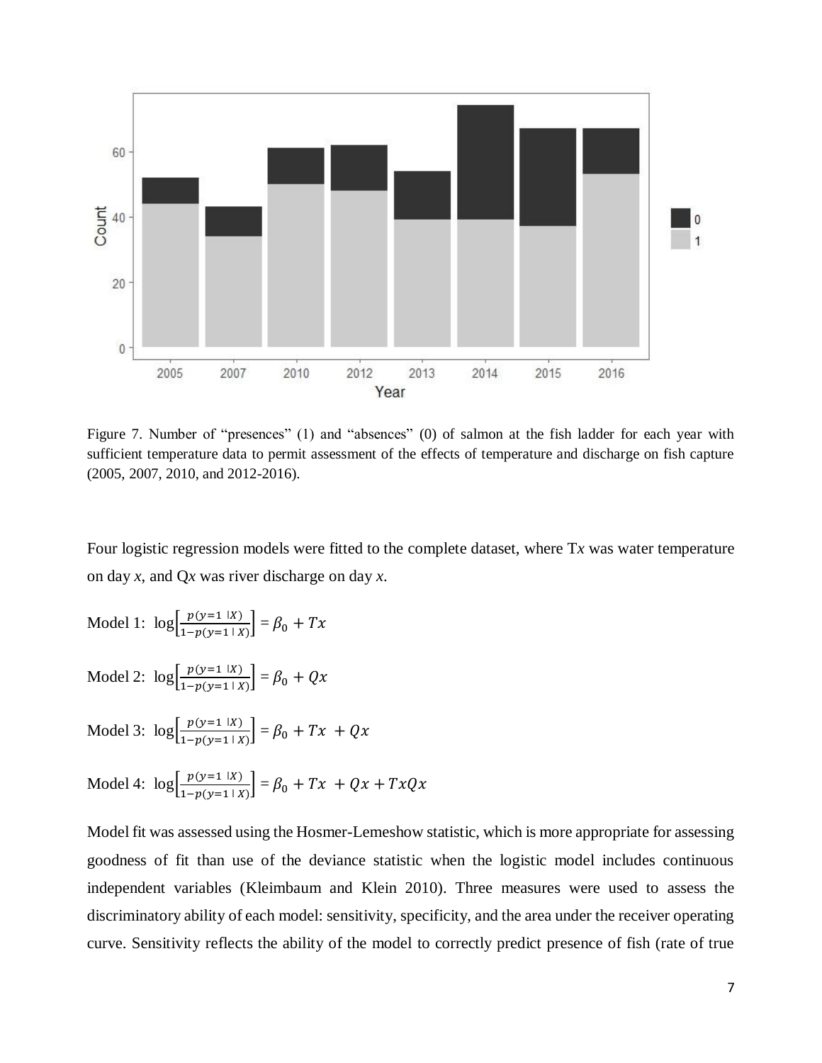Figure 7. Number of "presences" (1) and "absences" (0) of salmon at the fish ladder for each year with sufficient temperature data to permit assessment of the effects of temperature and discharge on fish capture (2005, 2007, 2010, and 2012-2016).

Four logistic regression models were fitted to the complete dataset, where T*x* was water temperature on day *x*, and Q*x* was river discharge on day *x*.

Model 1: $\log\left[\frac{p(y=1 \mid X)}{1-p(y=1 \mid X)}\right] = \beta_0 + Tx$

Model 2: $\log\left[\frac{p(y=1 \mid X)}{1-p(y=1 \mid X)}\right] = \beta_0 + Qx$

Model 3: $\log\left[\frac{p(y=1 \mid X)}{1-p(y=1 \mid X)}\right] = \beta_0 + Tx + Qx$

Model 4: $\log\left[\frac{p(y=1 \mid X)}{1-p(y=1 \mid X)}\right] = \beta_0 + Tx + Qx + TxQx$

Model fit was assessed using the Hosmer-Lemeshow statistic, which is more appropriate for assessing goodness of fit than use of the deviance statistic when the logistic model includes continuous independent variables (Kleimbaum and Klein 2010). Three measures were used to assess the discriminatory ability of each model: sensitivity, specificity, and the area under the receiver operating curve. Sensitivity reflects the ability of the model to correctly predict presence of fish (rate of true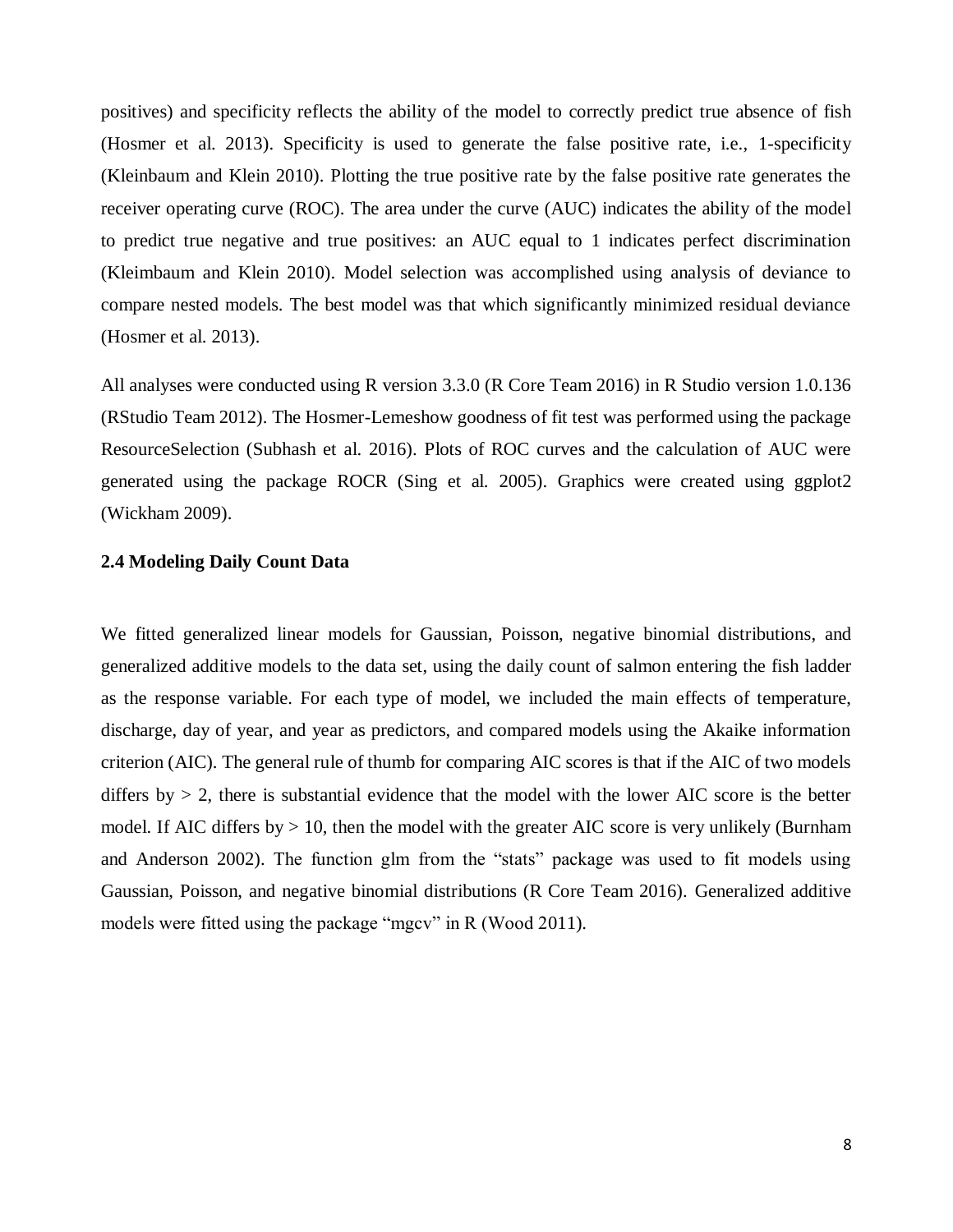positives) and specificity reflects the ability of the model to correctly predict true absence of fish (Hosmer et al. 2013). Specificity is used to generate the false positive rate, i.e., 1-specificity (Kleinbaum and Klein 2010). Plotting the true positive rate by the false positive rate generates the receiver operating curve (ROC). The area under the curve (AUC) indicates the ability of the model to predict true negative and true positives: an AUC equal to 1 indicates perfect discrimination (Kleimbaum and Klein 2010). Model selection was accomplished using analysis of deviance to compare nested models. The best model was that which significantly minimized residual deviance (Hosmer et al. 2013).

All analyses were conducted using R version 3.3.0 (R Core Team 2016) in R Studio version 1.0.136 (RStudio Team 2012). The Hosmer-Lemeshow goodness of fit test was performed using the package ResourceSelection (Subhash et al. 2016). Plots of ROC curves and the calculation of AUC were generated using the package ROCR (Sing et al. 2005). Graphics were created using ggplot2 (Wickham 2009).

### 2.4 Modeling Daily Count Data

We fitted generalized linear models for Gaussian, Poisson, negative binomial distributions, and generalized additive models to the data set, using the daily count of salmon entering the fish ladder as the response variable. For each type of model, we included the main effects of temperature, discharge, day of year, and year as predictors, and compared models using the Akaike information criterion (AIC). The general rule of thumb for comparing AIC scores is that if the AIC of two models differs by $> 2$, there is substantial evidence that the model with the lower AIC score is the better model. If AIC differs by $> 10$, then the model with the greater AIC score is very unlikely (Burnham and Anderson 2002). The function glm from the "stats" package was used to fit models using Gaussian, Poisson, and negative binomial distributions (R Core Team 2016). Generalized additive models were fitted using the package "mgcv" in R (Wood 2011).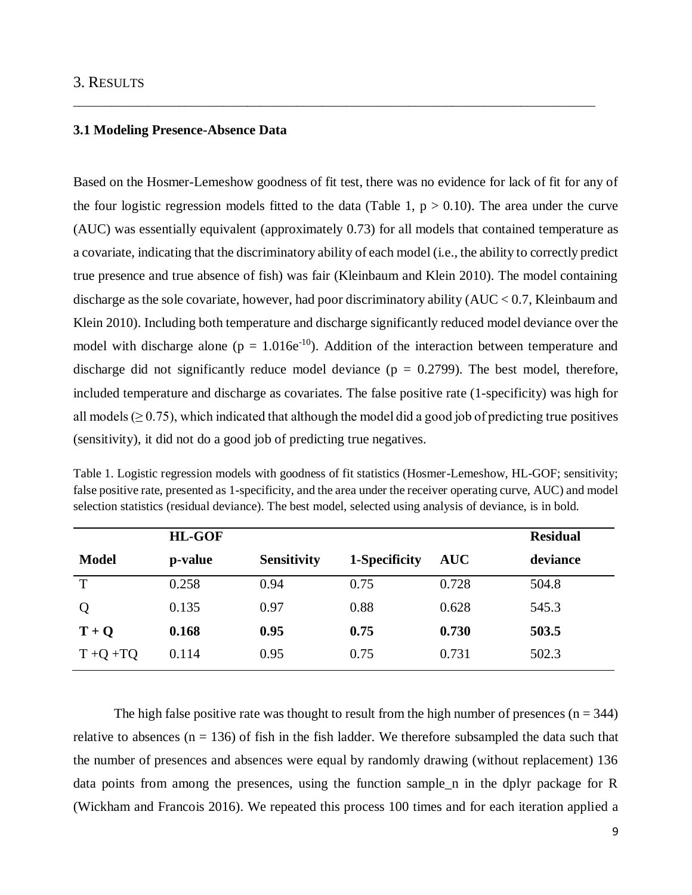## 3. Results

### 3.1 Modeling Presence-Absence Data

Based on the Hosmer-Lemeshow goodness of fit test, there was no evidence for lack of fit for any of the four logistic regression models fitted to the data (Table 1, $p > 0.10$). The area under the curve (AUC) was essentially equivalent (approximately 0.73) for all models that contained temperature as a covariate, indicating that the discriminatory ability of each model (i.e., the ability to correctly predict true presence and true absence of fish) was fair (Kleinbaum and Klein 2010). The model containing discharge as the sole covariate, however, had poor discriminatory ability (AUC < 0.7, Kleinbaum and Klein 2010). Including both temperature and discharge significantly reduced model deviance over the model with discharge alone ($p = 1.016e^{-10}$). Addition of the interaction between temperature and discharge did not significantly reduce model deviance ($p = 0.2799$). The best model, therefore, included temperature and discharge as covariates. The false positive rate (1-specificity) was high for all models ($\geq 0.75$), which indicated that although the model did a good job of predicting true positives (sensitivity), it did not do a good job of predicting true negatives.

Table 1. Logistic regression models with goodness of fit statistics (Hosmer-Lemeshow, HL-GOF; sensitivity; false positive rate, presented as 1-specificity, and the area under the receiver operating curve, AUC) and model selection statistics (residual deviance). The best model, selected using analysis of deviance, is in bold.

| Model | HL-GOF p-value | Sensitivity | 1-Specificity | AUC | Residual deviance |
|---|---|---|---|---|---|
| T | 0.258 | 0.94 | 0.75 | 0.728 | 504.8 |
| Q | 0.135 | 0.97 | 0.88 | 0.628 | 545.3 |
| **T + Q** | **0.168** | **0.95** | **0.75** | **0.730** | **503.5** |
| T +Q +TQ | 0.114 | 0.95 | 0.75 | 0.731 | 502.3 |

The high false positive rate was thought to result from the high number of presences ($n = 344$) relative to absences ($n = 136$) of fish in the fish ladder. We therefore subsampled the data such that the number of presences and absences were equal by randomly drawing (without replacement) 136 data points from among the presences, using the function sample_n in the dplyr package for R (Wickham and Francois 2016). We repeated this process 100 times and for each iteration applied a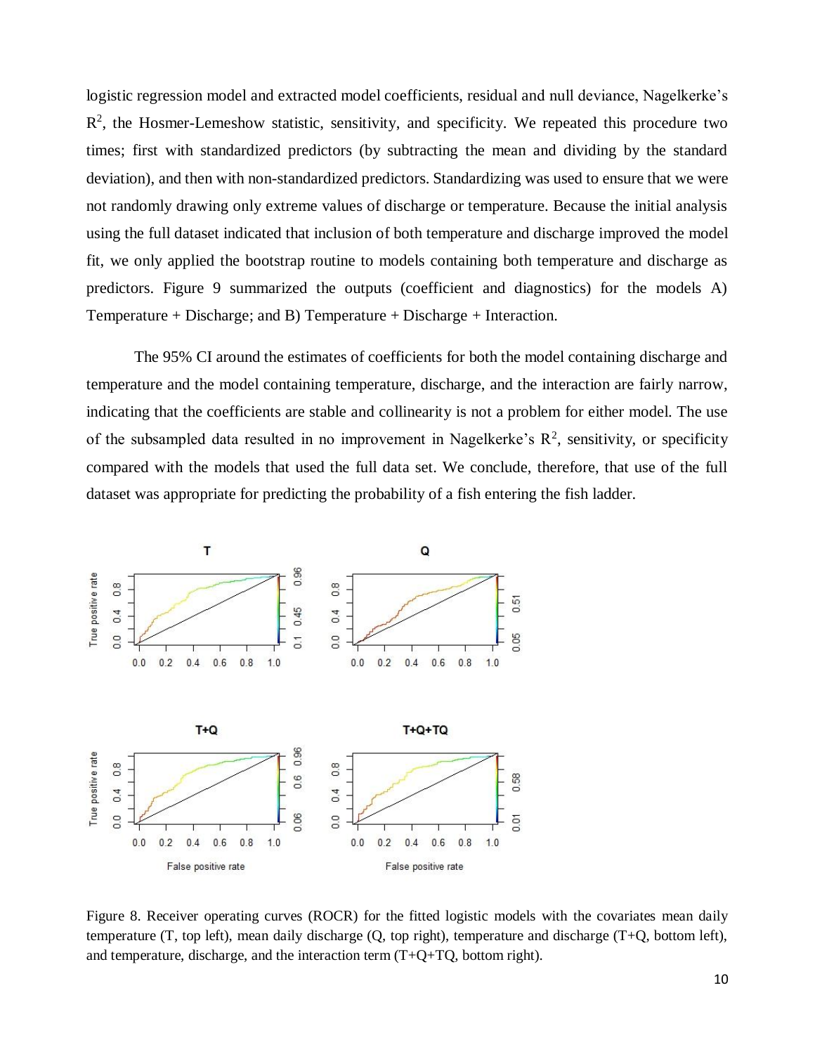logistic regression model and extracted model coefficients, residual and null deviance, Nagelkerke's $R^2$, the Hosmer-Lemeshow statistic, sensitivity, and specificity. We repeated this procedure two times; first with standardized predictors (by subtracting the mean and dividing by the standard deviation), and then with non-standardized predictors. Standardizing was used to ensure that we were not randomly drawing only extreme values of discharge or temperature. Because the initial analysis using the full dataset indicated that inclusion of both temperature and discharge improved the model fit, we only applied the bootstrap routine to models containing both temperature and discharge as predictors. Figure 9 summarized the outputs (coefficient and diagnostics) for the models A) Temperature + Discharge; and B) Temperature + Discharge + Interaction.

The 95% CI around the estimates of coefficients for both the model containing discharge and temperature and the model containing temperature, discharge, and the interaction are fairly narrow, indicating that the coefficients are stable and collinearity is not a problem for either model. The use of the subsampled data resulted in no improvement in Nagelkerke's $R^2$, sensitivity, or specificity compared with the models that used the full data set. We conclude, therefore, that use of the full dataset was appropriate for predicting the probability of a fish entering the fish ladder.

Figure 8. Receiver operating curves (ROCR) for the fitted logistic models with the covariates mean daily temperature (T, top left), mean daily discharge (Q, top right), temperature and discharge (T+Q, bottom left), and temperature, discharge, and the interaction term (T+Q+TQ, bottom right).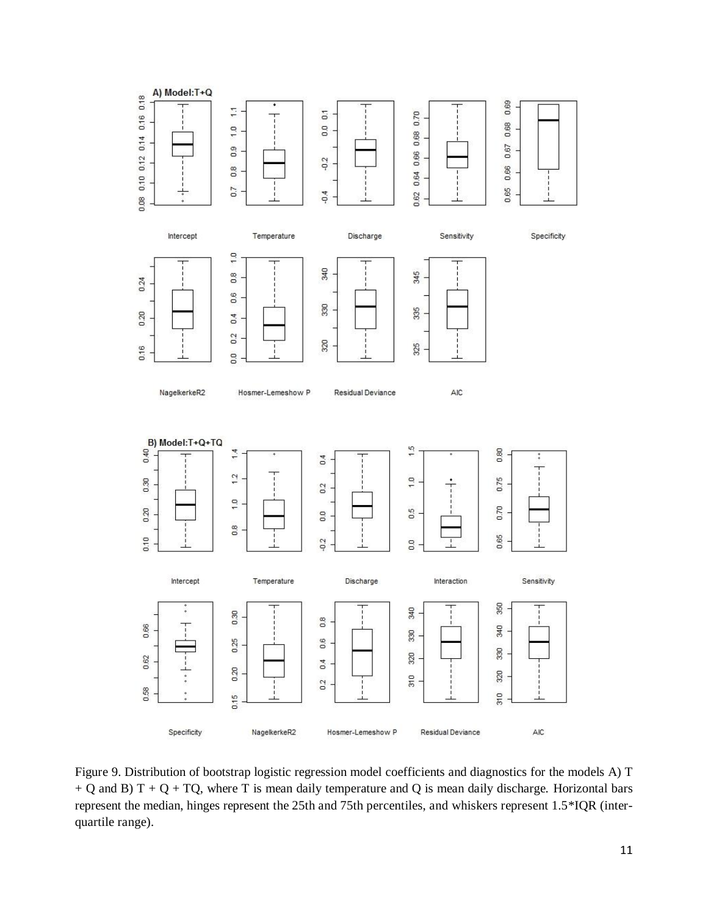Figure 9. Distribution of bootstrap logistic regression model coefficients and diagnostics for the models A) T + Q and B) T + Q + TQ, where T is mean daily temperature and Q is mean daily discharge. Horizontal bars represent the median, hinges represent the 25th and 75th percentiles, and whiskers represent 1.5*IQR (inter-quartile range).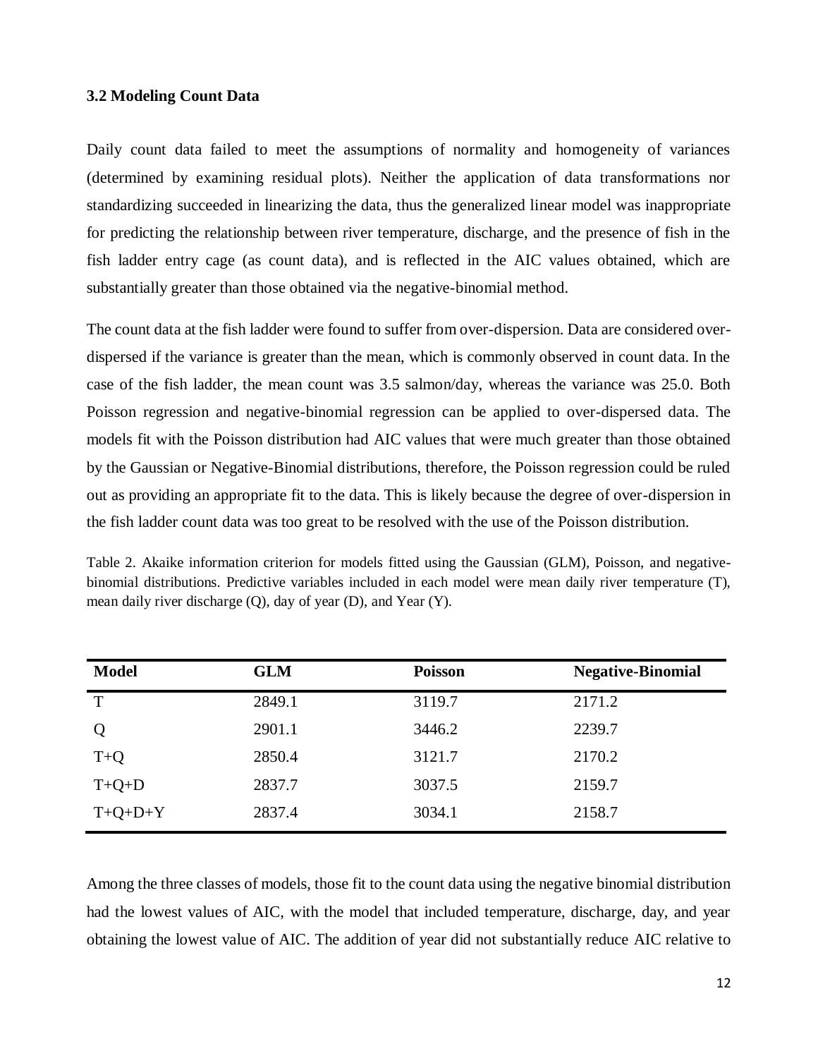### 3.2 Modeling Count Data

Daily count data failed to meet the assumptions of normality and homogeneity of variances (determined by examining residual plots). Neither the application of data transformations nor standardizing succeeded in linearizing the data, thus the generalized linear model was inappropriate for predicting the relationship between river temperature, discharge, and the presence of fish in the fish ladder entry cage (as count data), and is reflected in the AIC values obtained, which are substantially greater than those obtained via the negative-binomial method.

The count data at the fish ladder were found to suffer from over-dispersion. Data are considered over-dispersed if the variance is greater than the mean, which is commonly observed in count data. In the case of the fish ladder, the mean count was 3.5 salmon/day, whereas the variance was 25.0. Both Poisson regression and negative-binomial regression can be applied to over-dispersed data. The models fit with the Poisson distribution had AIC values that were much greater than those obtained by the Gaussian or Negative-Binomial distributions, therefore, the Poisson regression could be ruled out as providing an appropriate fit to the data. This is likely because the degree of over-dispersion in the fish ladder count data was too great to be resolved with the use of the Poisson distribution.

Table 2. Akaike information criterion for models fitted using the Gaussian (GLM), Poisson, and negative-binomial distributions. Predictive variables included in each model were mean daily river temperature (T), mean daily river discharge (Q), day of year (D), and Year (Y).

| Model | GLM | Poisson | Negative-Binomial |
|---|---|---|---|
| T | 2849.1 | 3119.7 | 2171.2 |
| Q | 2901.1 | 3446.2 | 2239.7 |
| T+Q | 2850.4 | 3121.7 | 2170.2 |
| T+Q+D | 2837.7 | 3037.5 | 2159.7 |
| T+Q+D+Y | 2837.4 | 3034.1 | 2158.7 |

Among the three classes of models, those fit to the count data using the negative binomial distribution had the lowest values of AIC, with the model that included temperature, discharge, day, and year obtaining the lowest value of AIC. The addition of year did not substantially reduce AIC relative to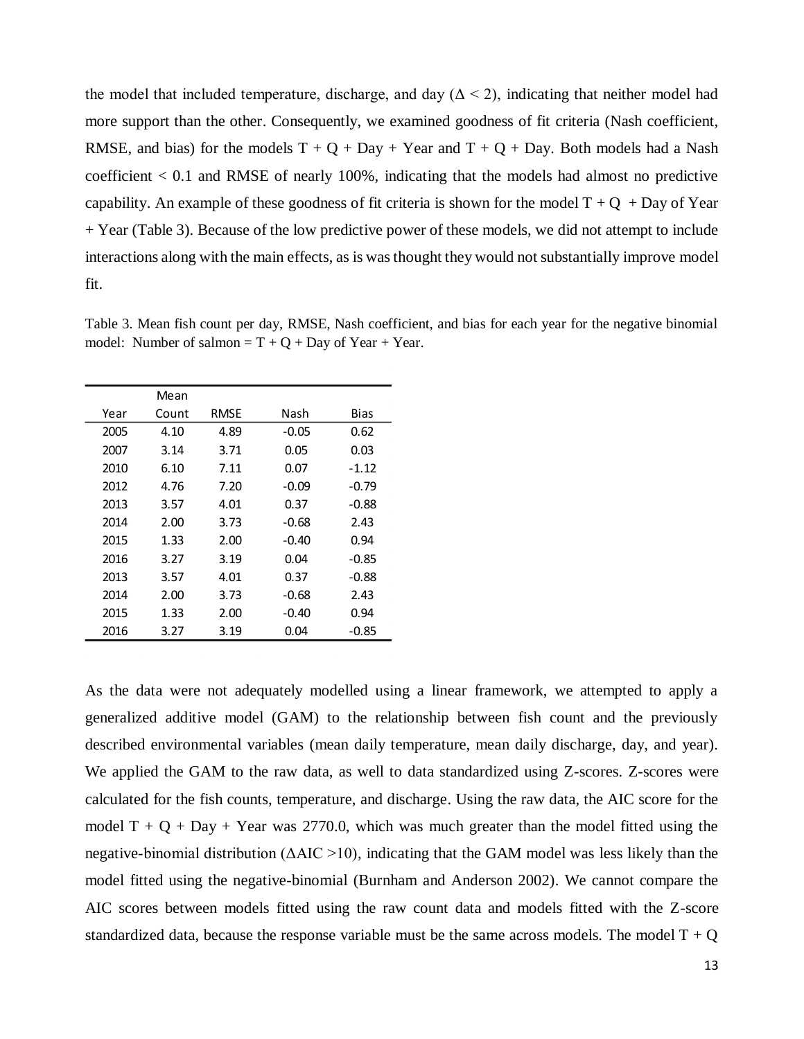the model that included temperature, discharge, and day ($\Delta < 2$), indicating that neither model had more support than the other. Consequently, we examined goodness of fit criteria (Nash coefficient, RMSE, and bias) for the models T + Q + Day + Year and T + Q + Day. Both models had a Nash coefficient < 0.1 and RMSE of nearly 100%, indicating that the models had almost no predictive capability. An example of these goodness of fit criteria is shown for the model T + Q + Day of Year + Year (Table 3). Because of the low predictive power of these models, we did not attempt to include interactions along with the main effects, as is was thought they would not substantially improve model fit.

Table 3. Mean fish count per day, RMSE, Nash coefficient, and bias for each year for the negative binomial model: Number of salmon = T + Q + Day of Year + Year.

| Year | Mean Count | RMSE | Nash | Bias |
|---|---|---|---|---|
| 2005 | 4.10 | 4.89 | -0.05 | 0.62 |
| 2007 | 3.14 | 3.71 | 0.05 | 0.03 |
| 2010 | 6.10 | 7.11 | 0.07 | -1.12 |
| 2012 | 4.76 | 7.20 | -0.09 | -0.79 |
| 2013 | 3.57 | 4.01 | 0.37 | -0.88 |
| 2014 | 2.00 | 3.73 | -0.68 | 2.43 |
| 2015 | 1.33 | 2.00 | -0.40 | 0.94 |
| 2016 | 3.27 | 3.19 | 0.04 | -0.85 |
| 2013 | 3.57 | 4.01 | 0.37 | -0.88 |
| 2014 | 2.00 | 3.73 | -0.68 | 2.43 |
| 2015 | 1.33 | 2.00 | -0.40 | 0.94 |
| 2016 | 3.27 | 3.19 | 0.04 | -0.85 |

As the data were not adequately modelled using a linear framework, we attempted to apply a generalized additive model (GAM) to the relationship between fish count and the previously described environmental variables (mean daily temperature, mean daily discharge, day, and year). We applied the GAM to the raw data, as well to data standardized using Z-scores. Z-scores were calculated for the fish counts, temperature, and discharge. Using the raw data, the AIC score for the model T + Q + Day + Year was 2770.0, which was much greater than the model fitted using the negative-binomial distribution ($\Delta$AIC >10), indicating that the GAM model was less likely than the model fitted using the negative-binomial (Burnham and Anderson 2002). We cannot compare the AIC scores between models fitted using the raw count data and models fitted with the Z-score standardized data, because the response variable must be the same across models. The model T + Q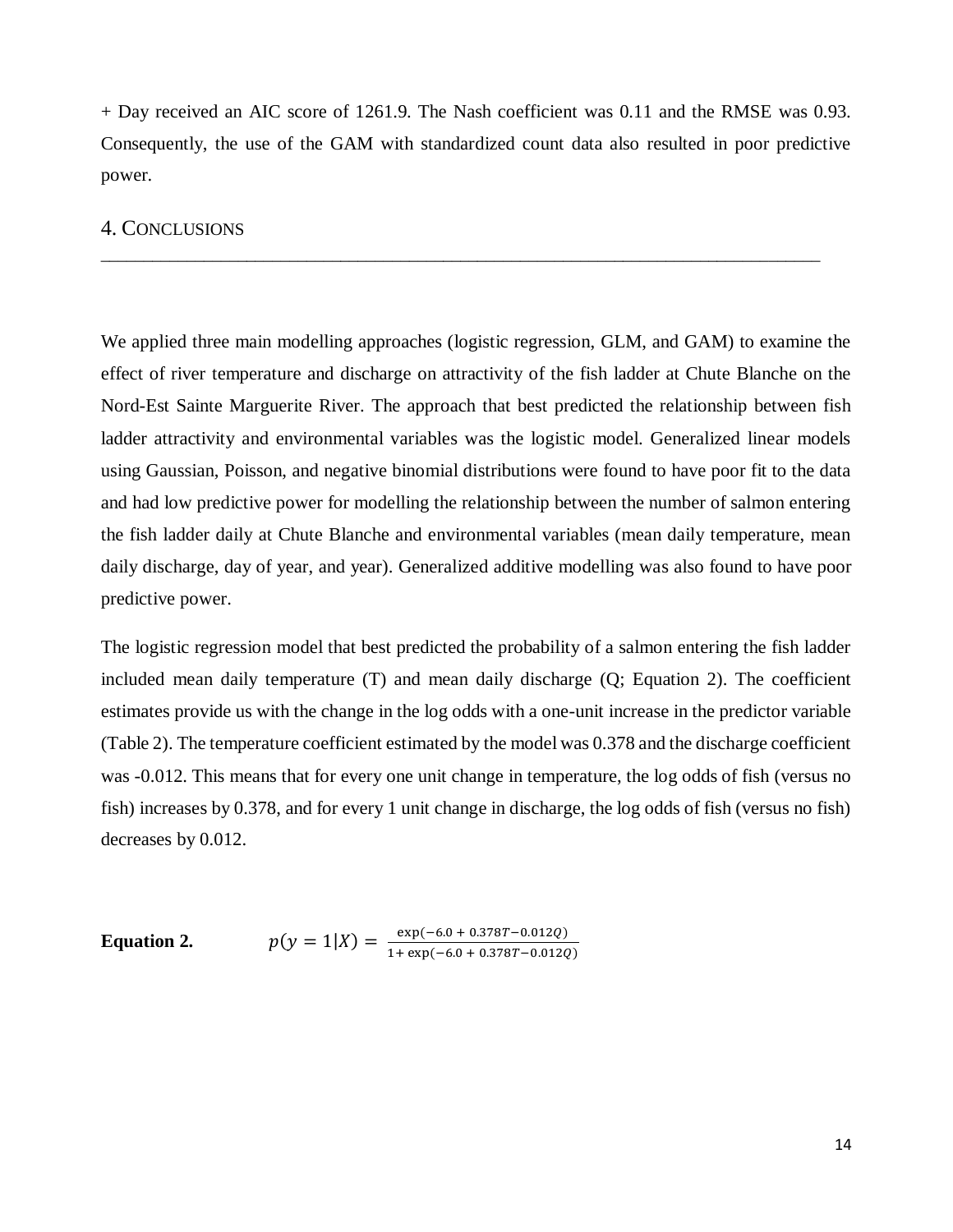+ Day received an AIC score of 1261.9. The Nash coefficient was 0.11 and the RMSE was 0.93. Consequently, the use of the GAM with standardized count data also resulted in poor predictive power.

## 4. Conclusions

We applied three main modelling approaches (logistic regression, GLM, and GAM) to examine the effect of river temperature and discharge on attractivity of the fish ladder at Chute Blanche on the Nord-Est Sainte Marguerite River. The approach that best predicted the relationship between fish ladder attractivity and environmental variables was the logistic model. Generalized linear models using Gaussian, Poisson, and negative binomial distributions were found to have poor fit to the data and had low predictive power for modelling the relationship between the number of salmon entering the fish ladder daily at Chute Blanche and environmental variables (mean daily temperature, mean daily discharge, day of year, and year). Generalized additive modelling was also found to have poor predictive power.

The logistic regression model that best predicted the probability of a salmon entering the fish ladder included mean daily temperature (T) and mean daily discharge (Q; Equation 2). The coefficient estimates provide us with the change in the log odds with a one-unit increase in the predictor variable (Table 2). The temperature coefficient estimated by the model was 0.378 and the discharge coefficient was -0.012. This means that for every one unit change in temperature, the log odds of fish (versus no fish) increases by 0.378, and for every 1 unit change in discharge, the log odds of fish (versus no fish) decreases by 0.012.

**Equation 2.**

$$p(y = 1|X) = \frac{\exp(-6.0 + 0.378T - 0.012Q)}{1 + \exp(-6.0 + 0.378T - 0.012Q)}$$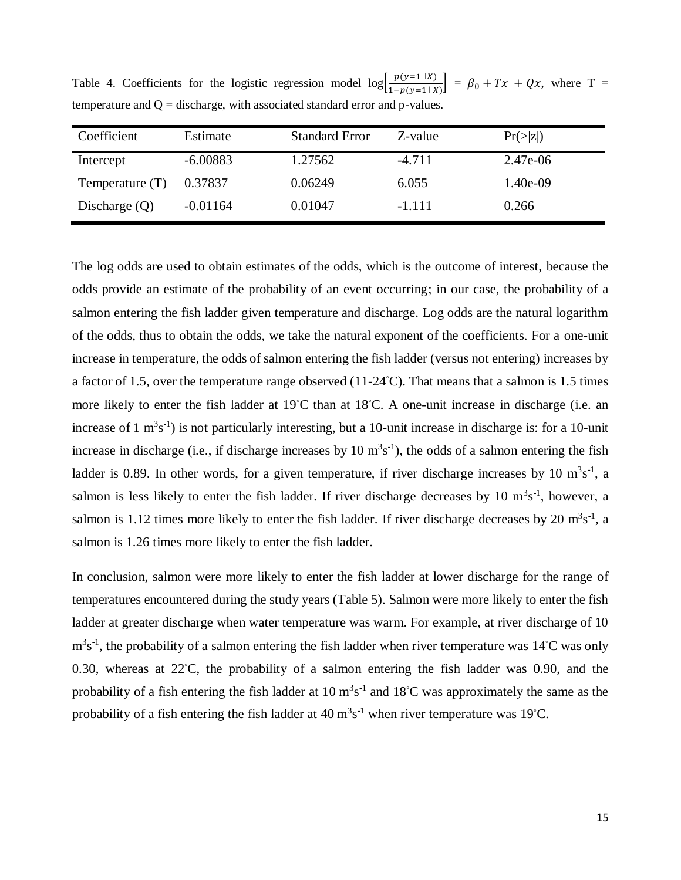Table 4. Coefficients for the logistic regression model $\log\left[\frac{p(y=1\ |X)}{1-p(y=1\ |\ X)}\right] = \beta_0 + Tx + Qx$, where T = temperature and Q = discharge, with associated standard error and p-values.

| Coefficient | Estimate | Standard Error | Z-value | Pr(>\|z\|) |
|---|---|---|---|---|
| Intercept | -6.00883 | 1.27562 | -4.711 | 2.47e-06 |
| Temperature (T) | 0.37837 | 0.06249 | 6.055 | 1.40e-09 |
| Discharge (Q) | -0.01164 | 0.01047 | -1.111 | 0.266 |

The log odds are used to obtain estimates of the odds, which is the outcome of interest, because the odds provide an estimate of the probability of an event occurring; in our case, the probability of a salmon entering the fish ladder given temperature and discharge. Log odds are the natural logarithm of the odds, thus to obtain the odds, we take the natural exponent of the coefficients. For a one-unit increase in temperature, the odds of salmon entering the fish ladder (versus not entering) increases by a factor of 1.5, over the temperature range observed (11-24˚C). That means that a salmon is 1.5 times more likely to enter the fish ladder at 19˚C than at 18˚C. A one-unit increase in discharge (i.e. an increase of 1 $m^3s^{-1}$) is not particularly interesting, but a 10-unit increase in discharge is: for a 10-unit increase in discharge (i.e., if discharge increases by 10 $m^3s^{-1}$), the odds of a salmon entering the fish ladder is 0.89. In other words, for a given temperature, if river discharge increases by 10 $m^3s^{-1}$, a salmon is less likely to enter the fish ladder. If river discharge decreases by 10 $m^3s^{-1}$, however, a salmon is 1.12 times more likely to enter the fish ladder. If river discharge decreases by 20 $m^3s^{-1}$, a salmon is 1.26 times more likely to enter the fish ladder.

In conclusion, salmon were more likely to enter the fish ladder at lower discharge for the range of temperatures encountered during the study years (Table 5). Salmon were more likely to enter the fish ladder at greater discharge when water temperature was warm. For example, at river discharge of 10 $m^3s^{-1}$, the probability of a salmon entering the fish ladder when river temperature was 14˚C was only 0.30, whereas at 22˚C, the probability of a salmon entering the fish ladder was 0.90, and the probability of a fish entering the fish ladder at 10 $m^3s^{-1}$ and 18˚C was approximately the same as the probability of a fish entering the fish ladder at 40 $m^3s^{-1}$ when river temperature was 19˚C.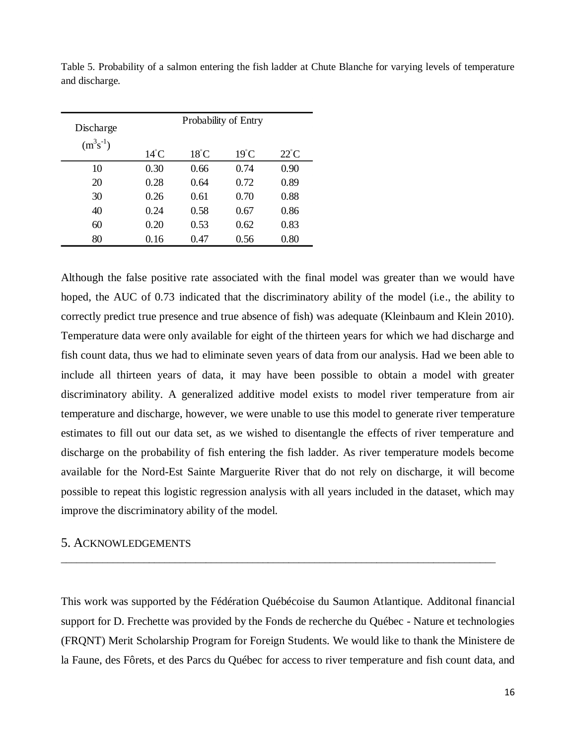Table 5. Probability of a salmon entering the fish ladder at Chute Blanche for varying levels of temperature and discharge.

| Discharge ($m^3s^{-1}$) | Probability of Entry | | | |
|---|---|---|---|---|
| | 14°C | 18°C | 19°C | 22°C |
| 10 | 0.30 | 0.66 | 0.74 | 0.90 |
| 20 | 0.28 | 0.64 | 0.72 | 0.89 |
| 30 | 0.26 | 0.61 | 0.70 | 0.88 |
| 40 | 0.24 | 0.58 | 0.67 | 0.86 |
| 60 | 0.20 | 0.53 | 0.62 | 0.83 |
| 80 | 0.16 | 0.47 | 0.56 | 0.80 |

Although the false positive rate associated with the final model was greater than we would have hoped, the AUC of 0.73 indicated that the discriminatory ability of the model (i.e., the ability to correctly predict true presence and true absence of fish) was adequate (Kleinbaum and Klein 2010). Temperature data were only available for eight of the thirteen years for which we had discharge and fish count data, thus we had to eliminate seven years of data from our analysis. Had we been able to include all thirteen years of data, it may have been possible to obtain a model with greater discriminatory ability. A generalized additive model exists to model river temperature from air temperature and discharge, however, we were unable to use this model to generate river temperature estimates to fill out our data set, as we wished to disentangle the effects of river temperature and discharge on the probability of fish entering the fish ladder. As river temperature models become available for the Nord-Est Sainte Marguerite River that do not rely on discharge, it will become possible to repeat this logistic regression analysis with all years included in the dataset, which may improve the discriminatory ability of the model.

## 5. Acknowledgements

This work was supported by the Fédération Québécoise du Saumon Atlantique. Additonal financial support for D. Frechette was provided by the Fonds de recherche du Québec - Nature et technologies (FRQNT) Merit Scholarship Program for Foreign Students. We would like to thank the Ministere de la Faune, des Fôrets, et des Parcs du Québec for access to river temperature and fish count data, and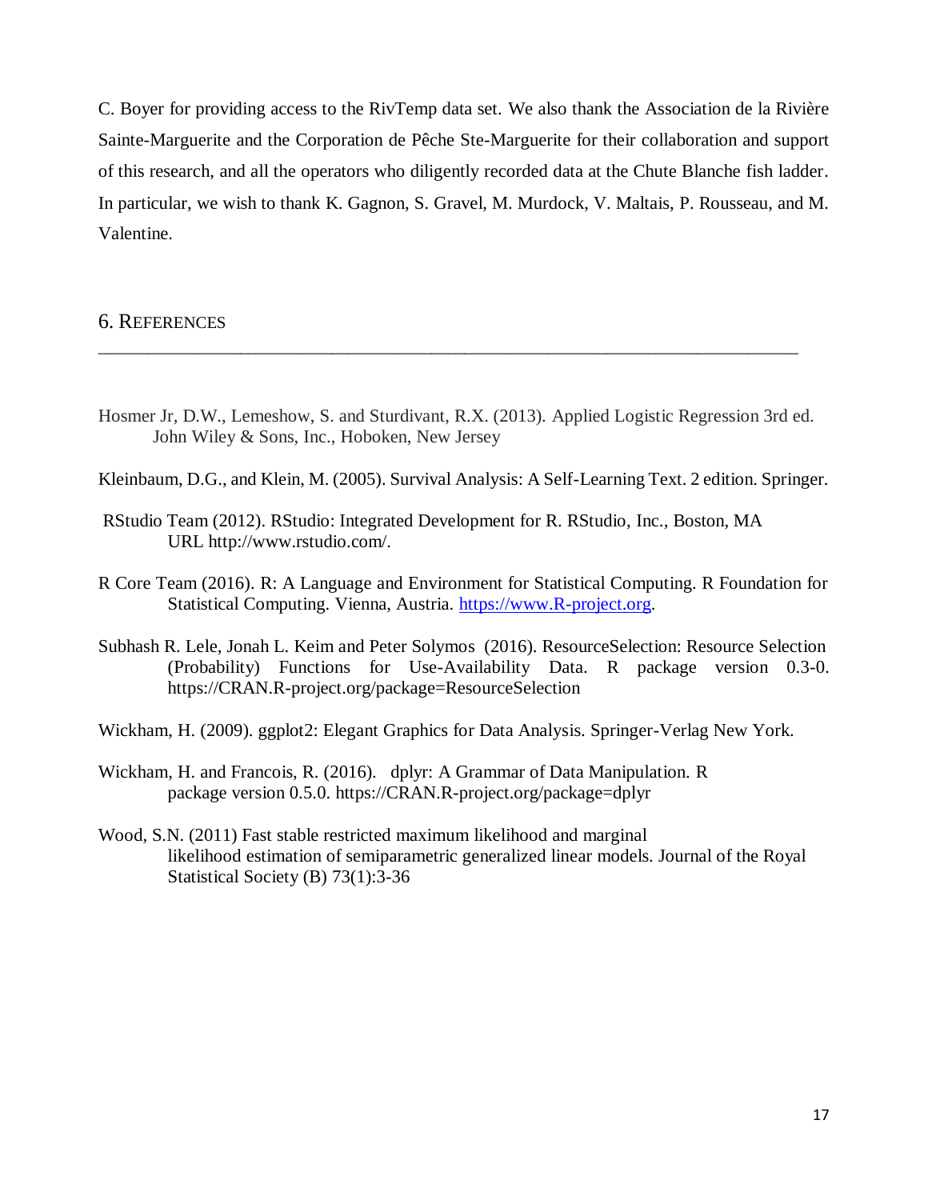C. Boyer for providing access to the RivTemp data set. We also thank the Association de la Rivière Sainte-Marguerite and the Corporation de Pêche Ste-Marguerite for their collaboration and support of this research, and all the operators who diligently recorded data at the Chute Blanche fish ladder. In particular, we wish to thank K. Gagnon, S. Gravel, M. Murdock, V. Maltais, P. Rousseau, and M. Valentine.

## 6. References

Hosmer Jr, D.W., Lemeshow, S. and Sturdivant, R.X. (2013). Applied Logistic Regression 3rd ed. John Wiley & Sons, Inc., Hoboken, New Jersey

Kleinbaum, D.G., and Klein, M. (2005). Survival Analysis: A Self-Learning Text. 2 edition. Springer.

RStudio Team (2012). RStudio: Integrated Development for R. RStudio, Inc., Boston, MA URL http://www.rstudio.com/.

R Core Team (2016). R: A Language and Environment for Statistical Computing. R Foundation for Statistical Computing. Vienna, Austria. https://www.R-project.org.

Subhash R. Lele, Jonah L. Keim and Peter Solymos (2016). ResourceSelection: Resource Selection (Probability) Functions for Use-Availability Data. R package version 0.3-0. https://CRAN.R-project.org/package=ResourceSelection

Wickham, H. (2009). ggplot2: Elegant Graphics for Data Analysis. Springer-Verlag New York.

Wickham, H. and Francois, R. (2016). dplyr: A Grammar of Data Manipulation. R package version 0.5.0. https://CRAN.R-project.org/package=dplyr

Wood, S.N. (2011) Fast stable restricted maximum likelihood and marginal likelihood estimation of semiparametric generalized linear models. Journal of the Royal Statistical Society (B) 73(1):3-36